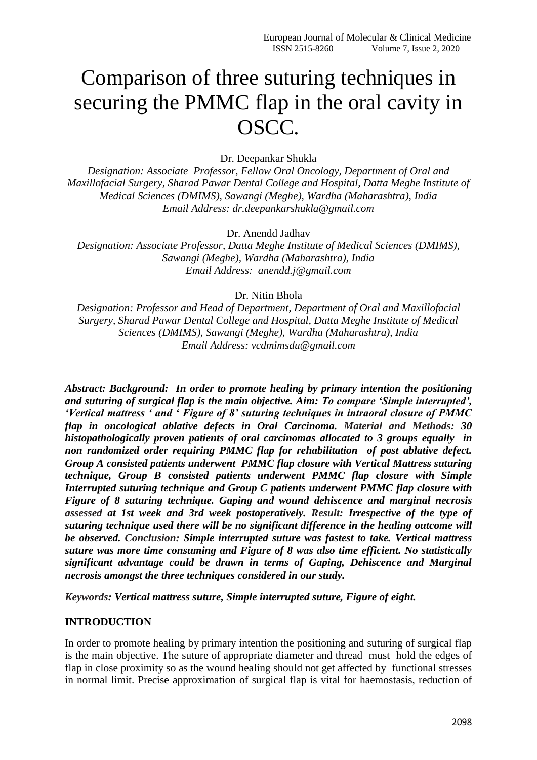# Comparison of three suturing techniques in securing the PMMC flap in the oral cavity in OSCC.

Dr. Deepankar Shukla

*Designation: Associate Professor, Fellow Oral Oncology, Department of Oral and Maxillofacial Surgery, Sharad Pawar Dental College and Hospital, Datta Meghe Institute of Medical Sciences (DMIMS), Sawangi (Meghe), Wardha (Maharashtra), India*
*Email Address: dr.deepankarshukla@gmail.com*

Dr. Anendd Jadhav

*Designation: Associate Professor, Datta Meghe Institute of Medical Sciences (DMIMS), Sawangi (Meghe), Wardha (Maharashtra), India*
*Email Address: anendd.j@gmail.com*

Dr. Nitin Bhola

*Designation: Professor and Head of Department, Department of Oral and Maxillofacial Surgery, Sharad Pawar Dental College and Hospital, Datta Meghe Institute of Medical Sciences (DMIMS), Sawangi (Meghe), Wardha (Maharashtra), India*
*Email Address: vcdmimsdu@gmail.com*

***Abstract: Background:** In order to promote healing by primary intention the positioning and suturing of surgical flap is the main objective. **Aim:** To compare 'Simple interrupted', 'Vertical mattress ' and ' Figure of 8' suturing techniques in intraoral closure of PMMC flap in oncological ablative defects in Oral Carcinoma. **Material and Methods:** 30 histopathologically proven patients of oral carcinomas allocated to 3 groups equally in non randomized order requiring PMMC flap for rehabilitation of post ablative defect. Group A consisted patients underwent PMMC flap closure with Vertical Mattress suturing technique, Group B consisted patients underwent PMMC flap closure with Simple Interrupted suturing technique and Group C patients underwent PMMC flap closure with Figure of 8 suturing technique. Gaping and wound dehiscence and marginal necrosis assessed at 1st week and 3rd week postoperatively. **Result:** Irrespective of the type of suturing technique used there will be no significant difference in the healing outcome will be observed. **Conclusion:** Simple interrupted suture was fastest to take. Vertical mattress suture was more time consuming and Figure of 8 was also time efficient. No statistically significant advantage could be drawn in terms of Gaping, Dehiscence and Marginal necrosis amongst the three techniques considered in our study.*

***Keywords:** Vertical mattress suture, Simple interrupted suture, Figure of eight.*

## INTRODUCTION

In order to promote healing by primary intention the positioning and suturing of surgical flap is the main objective. The suture of appropriate diameter and thread must hold the edges of flap in close proximity so as the wound healing should not get affected by functional stresses in normal limit. Precise approximation of surgical flap is vital for haemostasis, reduction of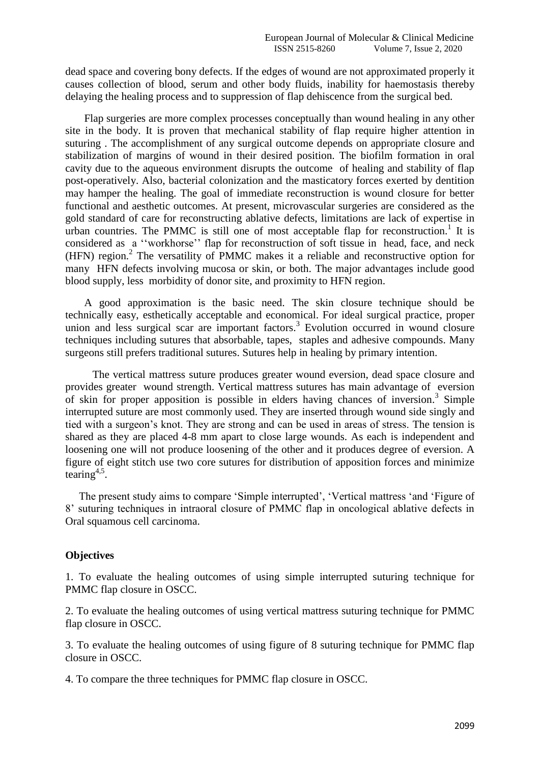dead space and covering bony defects. If the edges of wound are not approximated properly it causes collection of blood, serum and other body fluids, inability for haemostasis thereby delaying the healing process and to suppression of flap dehiscence from the surgical bed.

Flap surgeries are more complex processes conceptually than wound healing in any other site in the body. It is proven that mechanical stability of flap require higher attention in suturing . The accomplishment of any surgical outcome depends on appropriate closure and stabilization of margins of wound in their desired position. The biofilm formation in oral cavity due to the aqueous environment disrupts the outcome of healing and stability of flap post-operatively. Also, bacterial colonization and the masticatory forces exerted by dentition may hamper the healing. The goal of immediate reconstruction is wound closure for better functional and aesthetic outcomes. At present, microvascular surgeries are considered as the gold standard of care for reconstructing ablative defects, limitations are lack of expertise in urban countries. The PMMC is still one of most acceptable flap for reconstruction.[1] It is considered as a ''workhorse'' flap for reconstruction of soft tissue in head, face, and neck (HFN) region.[2] The versatility of PMMC makes it a reliable and reconstructive option for many HFN defects involving mucosa or skin, or both. The major advantages include good blood supply, less morbidity of donor site, and proximity to HFN region.

A good approximation is the basic need. The skin closure technique should be technically easy, esthetically acceptable and economical. For ideal surgical practice, proper union and less surgical scar are important factors.[3] Evolution occurred in wound closure techniques including sutures that absorbable, tapes, staples and adhesive compounds. Many surgeons still prefers traditional sutures. Sutures help in healing by primary intention.

The vertical mattress suture produces greater wound eversion, dead space closure and provides greater wound strength. Vertical mattress sutures has main advantage of eversion of skin for proper apposition is possible in elders having chances of inversion.[3] Simple interrupted suture are most commonly used. They are inserted through wound side singly and tied with a surgeon's knot. They are strong and can be used in areas of stress. The tension is shared as they are placed 4-8 mm apart to close large wounds. As each is independent and loosening one will not produce loosening of the other and it produces degree of eversion. A figure of eight stitch use two core sutures for distribution of apposition forces and minimize tearing[4,5].

The present study aims to compare 'Simple interrupted', 'Vertical mattress 'and 'Figure of 8' suturing techniques in intraoral closure of PMMC flap in oncological ablative defects in Oral squamous cell carcinoma.

**Objectives**

1. To evaluate the healing outcomes of using simple interrupted suturing technique for PMMC flap closure in OSCC.

2. To evaluate the healing outcomes of using vertical mattress suturing technique for PMMC flap closure in OSCC.

3. To evaluate the healing outcomes of using figure of 8 suturing technique for PMMC flap closure in OSCC.

4. To compare the three techniques for PMMC flap closure in OSCC.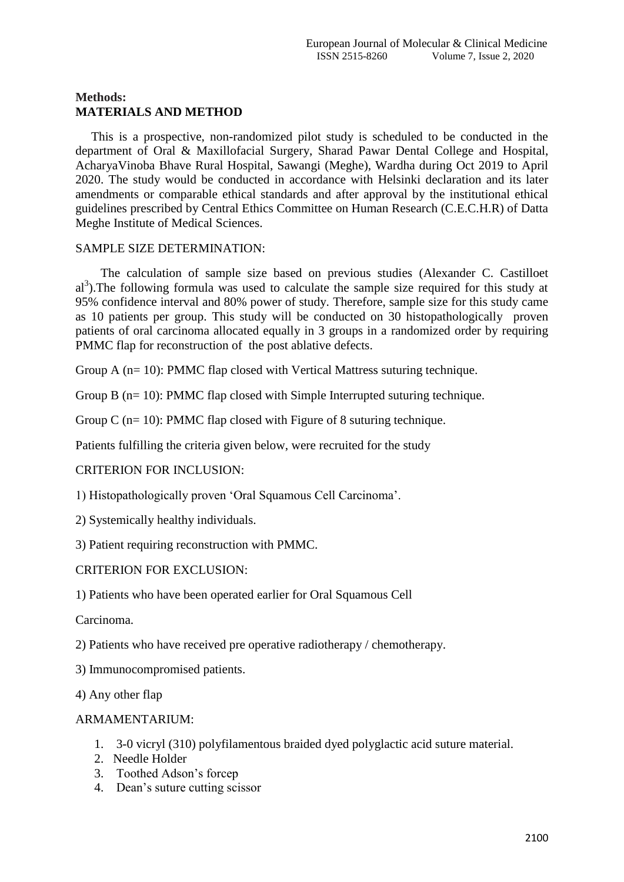**Methods:**

## MATERIALS AND METHOD

This is a prospective, non-randomized pilot study is scheduled to be conducted in the department of Oral & Maxillofacial Surgery, Sharad Pawar Dental College and Hospital, AcharyaVinoba Bhave Rural Hospital, Sawangi (Meghe), Wardha during Oct 2019 to April 2020. The study would be conducted in accordance with Helsinki declaration and its later amendments or comparable ethical standards and after approval by the institutional ethical guidelines prescribed by Central Ethics Committee on Human Research (C.E.C.H.R) of Datta Meghe Institute of Medical Sciences.

SAMPLE SIZE DETERMINATION:

The calculation of sample size based on previous studies (Alexander C. Castilloet al[3]).The following formula was used to calculate the sample size required for this study at 95% confidence interval and 80% power of study. Therefore, sample size for this study came as 10 patients per group. This study will be conducted on 30 histopathologically proven patients of oral carcinoma allocated equally in 3 groups in a randomized order by requiring PMMC flap for reconstruction of the post ablative defects.

Group A (n= 10): PMMC flap closed with Vertical Mattress suturing technique.

Group B (n= 10): PMMC flap closed with Simple Interrupted suturing technique.

Group C (n= 10): PMMC flap closed with Figure of 8 suturing technique.

Patients fulfilling the criteria given below, were recruited for the study

CRITERION FOR INCLUSION:

1) Histopathologically proven 'Oral Squamous Cell Carcinoma'.

2) Systemically healthy individuals.

3) Patient requiring reconstruction with PMMC.

CRITERION FOR EXCLUSION:

1) Patients who have been operated earlier for Oral Squamous Cell Carcinoma.

2) Patients who have received pre operative radiotherapy / chemotherapy.

3) Immunocompromised patients.

4) Any other flap

ARMAMENTARIUM:

1. 3-0 vicryl (310) polyfilamentous braided dyed polyglactic acid suture material.
2. Needle Holder
3. Toothed Adson's forcep
4. Dean's suture cutting scissor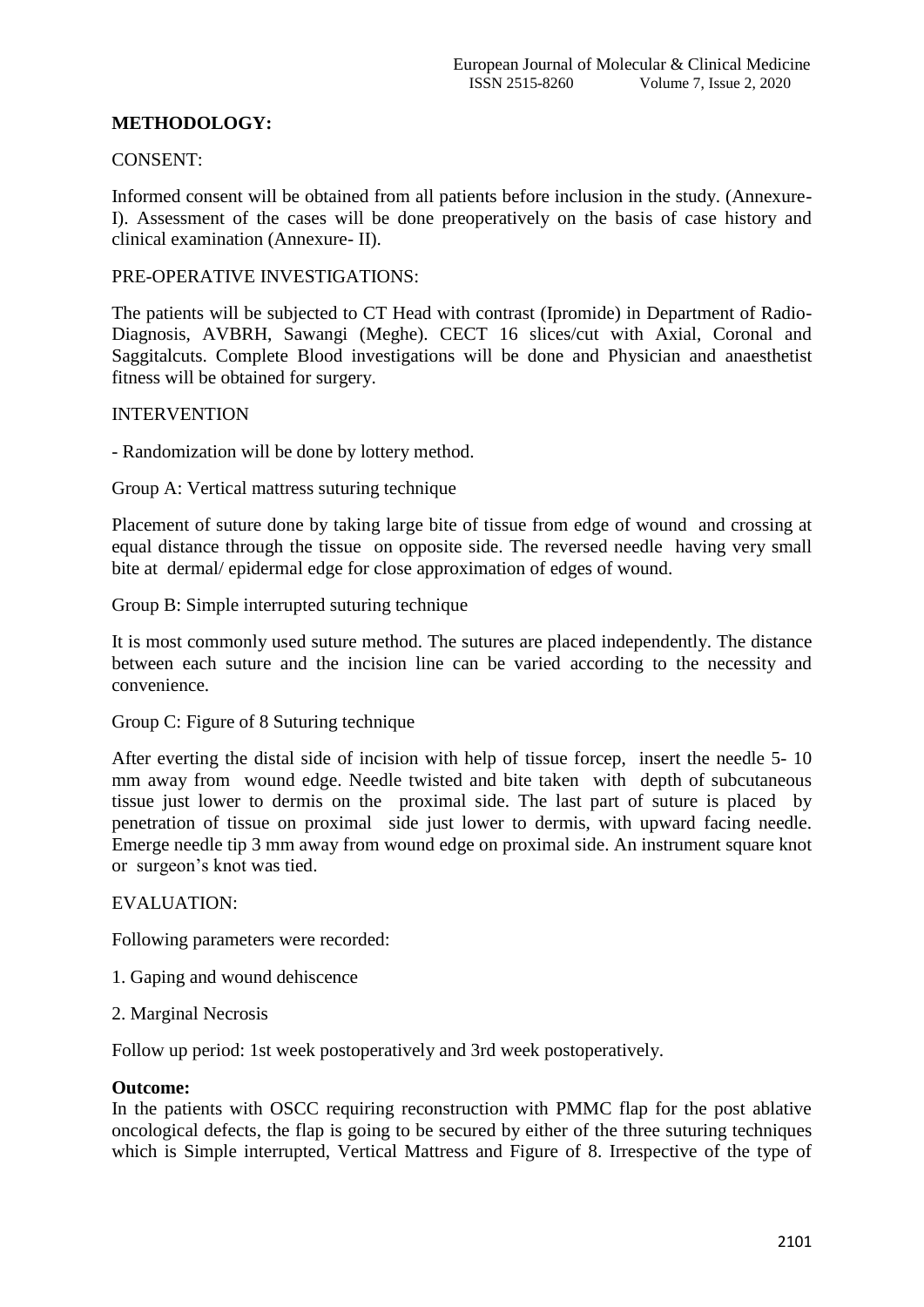**METHODOLOGY:**

CONSENT:

Informed consent will be obtained from all patients before inclusion in the study. (Annexure-I). Assessment of the cases will be done preoperatively on the basis of case history and clinical examination (Annexure- II).

PRE-OPERATIVE INVESTIGATIONS:

The patients will be subjected to CT Head with contrast (Ipromide) in Department of Radio-Diagnosis, AVBRH, Sawangi (Meghe). CECT 16 slices/cut with Axial, Coronal and Saggitalcuts. Complete Blood investigations will be done and Physician and anaesthetist fitness will be obtained for surgery.

INTERVENTION

- Randomization will be done by lottery method.

Group A: Vertical mattress suturing technique

Placement of suture done by taking large bite of tissue from edge of wound and crossing at equal distance through the tissue on opposite side. The reversed needle having very small bite at dermal/ epidermal edge for close approximation of edges of wound.

Group B: Simple interrupted suturing technique

It is most commonly used suture method. The sutures are placed independently. The distance between each suture and the incision line can be varied according to the necessity and convenience.

Group C: Figure of 8 Suturing technique

After everting the distal side of incision with help of tissue forcep, insert the needle 5- 10 mm away from wound edge. Needle twisted and bite taken with depth of subcutaneous tissue just lower to dermis on the proximal side. The last part of suture is placed by penetration of tissue on proximal side just lower to dermis, with upward facing needle. Emerge needle tip 3 mm away from wound edge on proximal side. An instrument square knot or surgeon's knot was tied.

EVALUATION:

Following parameters were recorded:

1. Gaping and wound dehiscence

2. Marginal Necrosis

Follow up period: 1st week postoperatively and 3rd week postoperatively.

**Outcome:**

In the patients with OSCC requiring reconstruction with PMMC flap for the post ablative oncological defects, the flap is going to be secured by either of the three suturing techniques which is Simple interrupted, Vertical Mattress and Figure of 8. Irrespective of the type of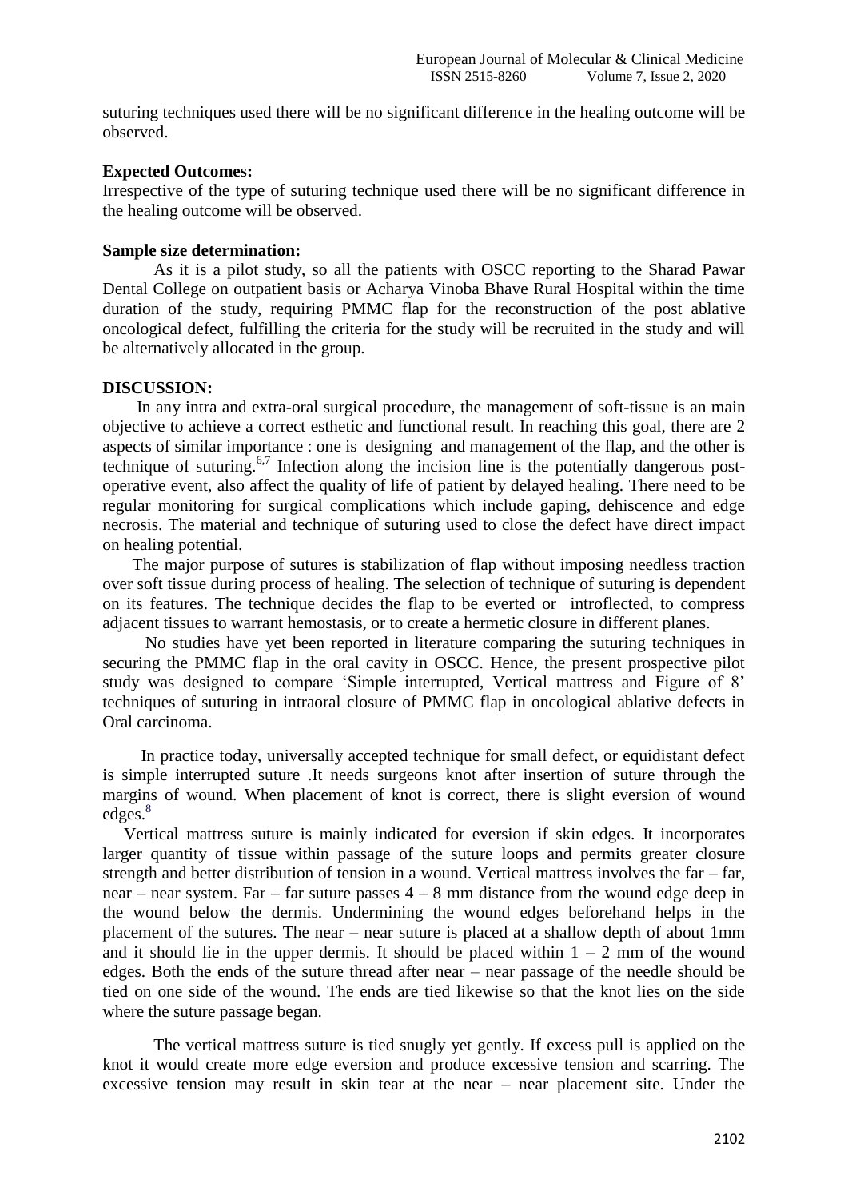suturing techniques used there will be no significant difference in the healing outcome will be observed.

**Expected Outcomes:**

Irrespective of the type of suturing technique used there will be no significant difference in the healing outcome will be observed.

**Sample size determination:**

As it is a pilot study, so all the patients with OSCC reporting to the Sharad Pawar Dental College on outpatient basis or Acharya Vinoba Bhave Rural Hospital within the time duration of the study, requiring PMMC flap for the reconstruction of the post ablative oncological defect, fulfilling the criteria for the study will be recruited in the study and will be alternatively allocated in the group.

**DISCUSSION:**

In any intra and extra-oral surgical procedure, the management of soft-tissue is an main objective to achieve a correct esthetic and functional result. In reaching this goal, there are 2 aspects of similar importance : one is designing and management of the flap, and the other is technique of suturing.[6,7] Infection along the incision line is the potentially dangerous post-operative event, also affect the quality of life of patient by delayed healing. There need to be regular monitoring for surgical complications which include gaping, dehiscence and edge necrosis. The material and technique of suturing used to close the defect have direct impact on healing potential.

The major purpose of sutures is stabilization of flap without imposing needless traction over soft tissue during process of healing. The selection of technique of suturing is dependent on its features. The technique decides the flap to be everted or introflected, to compress adjacent tissues to warrant hemostasis, or to create a hermetic closure in different planes.

No studies have yet been reported in literature comparing the suturing techniques in securing the PMMC flap in the oral cavity in OSCC. Hence, the present prospective pilot study was designed to compare 'Simple interrupted, Vertical mattress and Figure of 8' techniques of suturing in intraoral closure of PMMC flap in oncological ablative defects in Oral carcinoma.

In practice today, universally accepted technique for small defect, or equidistant defect is simple interrupted suture .It needs surgeons knot after insertion of suture through the margins of wound. When placement of knot is correct, there is slight eversion of wound edges.[8]

Vertical mattress suture is mainly indicated for eversion if skin edges. It incorporates larger quantity of tissue within passage of the suture loops and permits greater closure strength and better distribution of tension in a wound. Vertical mattress involves the far – far, near – near system. Far – far suture passes 4 – 8 mm distance from the wound edge deep in the wound below the dermis. Undermining the wound edges beforehand helps in the placement of the sutures. The near – near suture is placed at a shallow depth of about 1mm and it should lie in the upper dermis. It should be placed within 1 – 2 mm of the wound edges. Both the ends of the suture thread after near – near passage of the needle should be tied on one side of the wound. The ends are tied likewise so that the knot lies on the side where the suture passage began.

The vertical mattress suture is tied snugly yet gently. If excess pull is applied on the knot it would create more edge eversion and produce excessive tension and scarring. The excessive tension may result in skin tear at the near – near placement site. Under the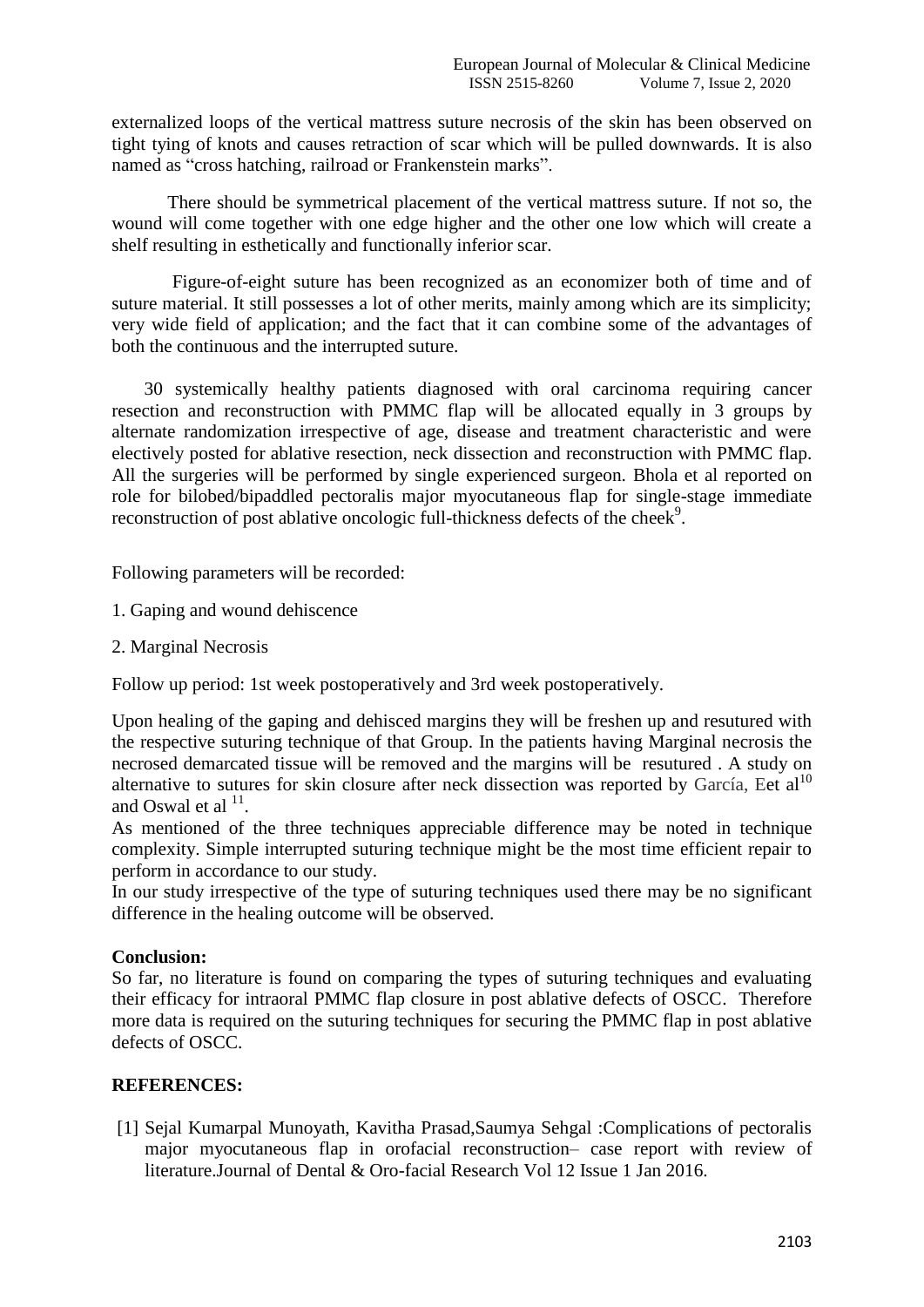externalized loops of the vertical mattress suture necrosis of the skin has been observed on tight tying of knots and causes retraction of scar which will be pulled downwards. It is also named as "cross hatching, railroad or Frankenstein marks".

There should be symmetrical placement of the vertical mattress suture. If not so, the wound will come together with one edge higher and the other one low which will create a shelf resulting in esthetically and functionally inferior scar.

Figure-of-eight suture has been recognized as an economizer both of time and of suture material. It still possesses a lot of other merits, mainly among which are its simplicity; very wide field of application; and the fact that it can combine some of the advantages of both the continuous and the interrupted suture.

30 systemically healthy patients diagnosed with oral carcinoma requiring cancer resection and reconstruction with PMMC flap will be allocated equally in 3 groups by alternate randomization irrespective of age, disease and treatment characteristic and were electively posted for ablative resection, neck dissection and reconstruction with PMMC flap. All the surgeries will be performed by single experienced surgeon. Bhola et al reported on role for bilobed/bipaddled pectoralis major myocutaneous flap for single-stage immediate reconstruction of post ablative oncologic full-thickness defects of the cheek[9].

Following parameters will be recorded:

1. Gaping and wound dehiscence

2. Marginal Necrosis

Follow up period: 1st week postoperatively and 3rd week postoperatively.

Upon healing of the gaping and dehisced margins they will be freshen up and resutured with the respective suturing technique of that Group. In the patients having Marginal necrosis the necrosed demarcated tissue will be removed and the margins will be resutured . A study on alternative to sutures for skin closure after neck dissection was reported by García, Eet al[10] and Oswal et al [11].

As mentioned of the three techniques appreciable difference may be noted in technique complexity. Simple interrupted suturing technique might be the most time efficient repair to perform in accordance to our study.

In our study irrespective of the type of suturing techniques used there may be no significant difference in the healing outcome will be observed.

**Conclusion:**

So far, no literature is found on comparing the types of suturing techniques and evaluating their efficacy for intraoral PMMC flap closure in post ablative defects of OSCC. Therefore more data is required on the suturing techniques for securing the PMMC flap in post ablative defects of OSCC.

## REFERENCES:

[1] Sejal Kumarpal Munoyath, Kavitha Prasad,Saumya Sehgal :Complications of pectoralis major myocutaneous flap in orofacial reconstruction– case report with review of literature.Journal of Dental & Oro-facial Research Vol 12 Issue 1 Jan 2016.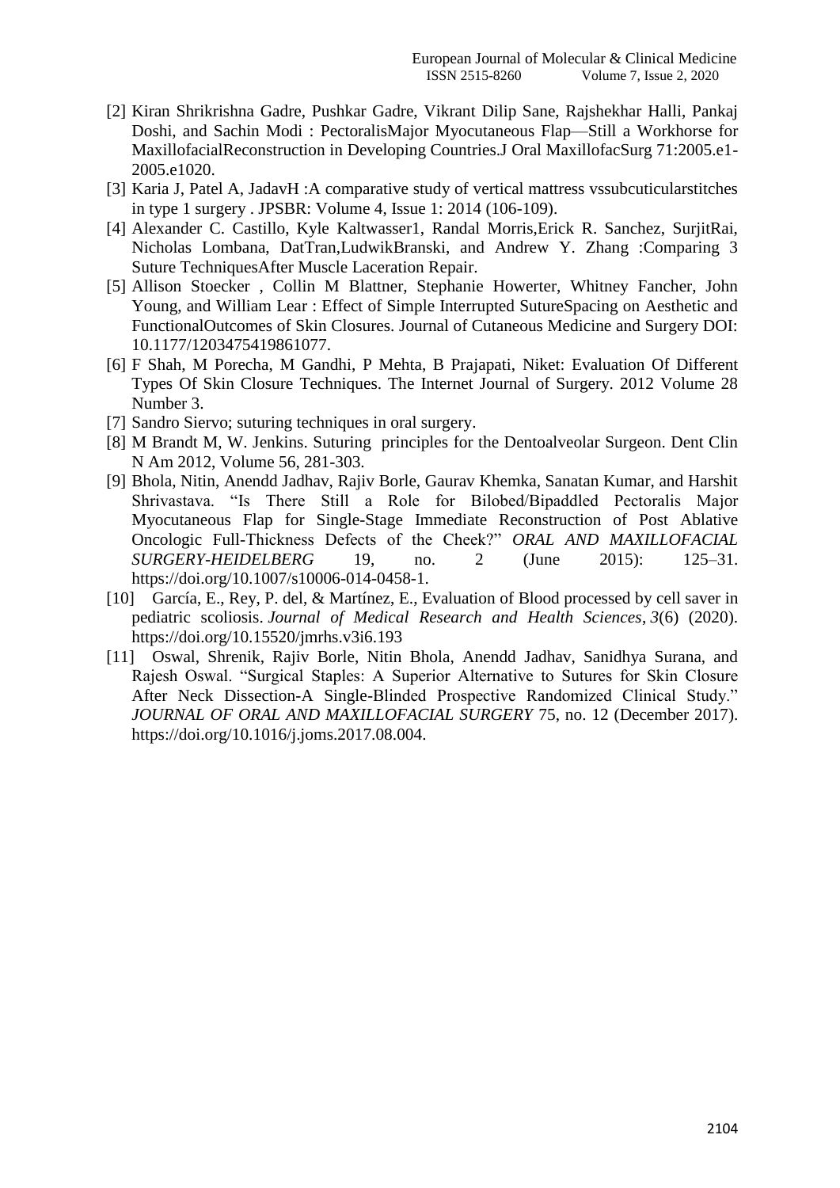[2] Kiran Shrikrishna Gadre, Pushkar Gadre, Vikrant Dilip Sane, Rajshekhar Halli, Pankaj Doshi, and Sachin Modi : PectoralisMajor Myocutaneous Flap—Still a Workhorse for MaxillofacialReconstruction in Developing Countries.J Oral MaxillofacSurg 71:2005.e1-2005.e1020.

[3] Karia J, Patel A, JadavH :A comparative study of vertical mattress vssubcuticularstitches in type 1 surgery . JPSBR: Volume 4, Issue 1: 2014 (106-109).

[4] Alexander C. Castillo, Kyle Kaltwasser1, Randal Morris,Erick R. Sanchez, SurjitRai, Nicholas Lombana, DatTran,LudwikBranski, and Andrew Y. Zhang :Comparing 3 Suture TechniquesAfter Muscle Laceration Repair.

[5] Allison Stoecker , Collin M Blattner, Stephanie Howerter, Whitney Fancher, John Young, and William Lear : Effect of Simple Interrupted SutureSpacing on Aesthetic and FunctionalOutcomes of Skin Closures. Journal of Cutaneous Medicine and Surgery DOI: 10.1177/1203475419861077.

[6] F Shah, M Porecha, M Gandhi, P Mehta, B Prajapati, Niket: Evaluation Of Different Types Of Skin Closure Techniques. The Internet Journal of Surgery. 2012 Volume 28 Number 3.

[7] Sandro Siervo; suturing techniques in oral surgery.

[8] M Brandt M, W. Jenkins. Suturing principles for the Dentoalveolar Surgeon. Dent Clin N Am 2012, Volume 56, 281-303.

[9] Bhola, Nitin, Anendd Jadhav, Rajiv Borle, Gaurav Khemka, Sanatan Kumar, and Harshit Shrivastava. "Is There Still a Role for Bilobed/Bipaddled Pectoralis Major Myocutaneous Flap for Single-Stage Immediate Reconstruction of Post Ablative Oncologic Full-Thickness Defects of the Cheek?" *ORAL AND MAXILLOFACIAL SURGERY-HEIDELBERG* 19, no. 2 (June 2015): 125–31. https://doi.org/10.1007/s10006-014-0458-1.

[10] García, E., Rey, P. del, & Martínez, E., Evaluation of Blood processed by cell saver in pediatric scoliosis. *Journal of Medical Research and Health Sciences*, *3*(6) (2020). https://doi.org/10.15520/jmrhs.v3i6.193

[11] Oswal, Shrenik, Rajiv Borle, Nitin Bhola, Anendd Jadhav, Sanidhya Surana, and Rajesh Oswal. "Surgical Staples: A Superior Alternative to Sutures for Skin Closure After Neck Dissection-A Single-Blinded Prospective Randomized Clinical Study." *JOURNAL OF ORAL AND MAXILLOFACIAL SURGERY* 75, no. 12 (December 2017). https://doi.org/10.1016/j.joms.2017.08.004.